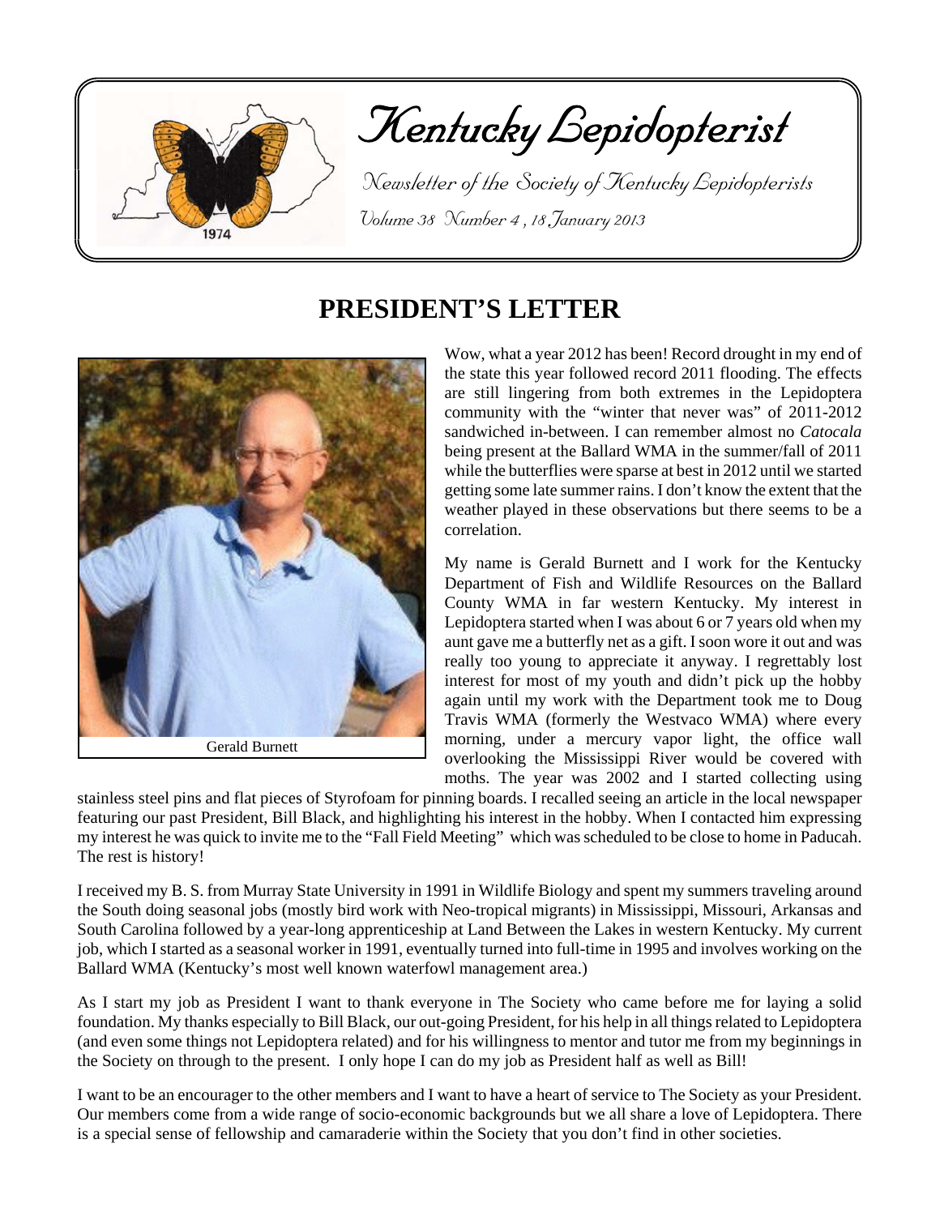# Kentucky Lepidopterist

Newsletter of the Society of Kentucky Lepidopterists

Volume 38 Number 4 , 18 January 2013

## PRESIDENT'S LETTER

Gerald Burnett

Wow, what a year 2012 has been! Record drought in my end of the state this year followed record 2011 flooding. The effects are still lingering from both extremes in the Lepidoptera community with the "winter that never was" of 2011-2012 sandwiched in-between. I can remember almost no *Catocala* being present at the Ballard WMA in the summer/fall of 2011 while the butterflies were sparse at best in 2012 until we started getting some late summer rains. I don't know the extent that the weather played in these observations but there seems to be a correlation.

My name is Gerald Burnett and I work for the Kentucky Department of Fish and Wildlife Resources on the Ballard County WMA in far western Kentucky. My interest in Lepidoptera started when I was about 6 or 7 years old when my aunt gave me a butterfly net as a gift. I soon wore it out and was really too young to appreciate it anyway. I regrettably lost interest for most of my youth and didn't pick up the hobby again until my work with the Department took me to Doug Travis WMA (formerly the Westvaco WMA) where every morning, under a mercury vapor light, the office wall overlooking the Mississippi River would be covered with moths. The year was 2002 and I started collecting using stainless steel pins and flat pieces of Styrofoam for pinning boards. I recalled seeing an article in the local newspaper featuring our past President, Bill Black, and highlighting his interest in the hobby. When I contacted him expressing my interest he was quick to invite me to the "Fall Field Meeting" which was scheduled to be close to home in Paducah. The rest is history!

I received my B. S. from Murray State University in 1991 in Wildlife Biology and spent my summers traveling around the South doing seasonal jobs (mostly bird work with Neo-tropical migrants) in Mississippi, Missouri, Arkansas and South Carolina followed by a year-long apprenticeship at Land Between the Lakes in western Kentucky. My current job, which I started as a seasonal worker in 1991, eventually turned into full-time in 1995 and involves working on the Ballard WMA (Kentucky's most well known waterfowl management area.)

As I start my job as President I want to thank everyone in The Society who came before me for laying a solid foundation. My thanks especially to Bill Black, our out-going President, for his help in all things related to Lepidoptera (and even some things not Lepidoptera related) and for his willingness to mentor and tutor me from my beginnings in the Society on through to the present. I only hope I can do my job as President half as well as Bill!

I want to be an encourager to the other members and I want to have a heart of service to The Society as your President. Our members come from a wide range of socio-economic backgrounds but we all share a love of Lepidoptera. There is a special sense of fellowship and camaraderie within the Society that you don't find in other societies.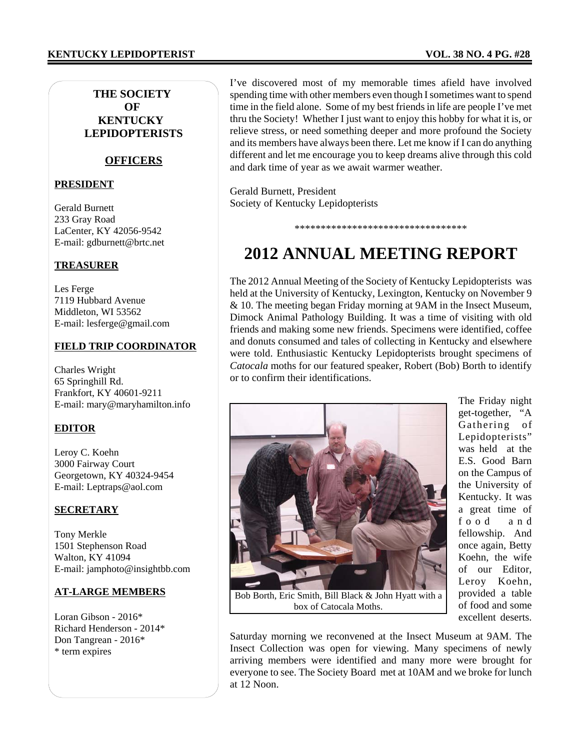## THE SOCIETY OF KENTUCKY LEPIDOPTERISTS

### OFFICERS

**PRESIDENT**

Gerald Burnett
233 Gray Road
LaCenter, KY 42056-9542
E-mail: gdburnett@brtc.net

**TREASURER**

Les Ferge
7119 Hubbard Avenue
Middleton, WI 53562
E-mail: lesferge@gmail.com

**FIELD TRIP COORDINATOR**

Charles Wright
65 Springhill Rd.
Frankfort, KY 40601-9211
E-mail: mary@maryhamilton.info

**EDITOR**

Leroy C. Koehn
3000 Fairway Court
Georgetown, KY 40324-9454
E-mail: Leptraps@aol.com

**SECRETARY**

Tony Merkle
1501 Stephenson Road
Walton, KY 41094
E-mail: jamphoto@insightbb.com

**AT-LARGE MEMBERS**

Loran Gibson - 2016*
Richard Henderson - 2014*
Don Tangrean - 2016*
* term expires

I've discovered most of my memorable times afield have involved spending time with other members even though I sometimes want to spend time in the field alone. Some of my best friends in life are people I've met thru the Society! Whether I just want to enjoy this hobby for what it is, or relieve stress, or need something deeper and more profound the Society and its members have always been there. Let me know if I can do anything different and let me encourage you to keep dreams alive through this cold and dark time of year as we await warmer weather.

Gerald Burnett, President
Society of Kentucky Lepidopterists

**********************************

# 2012 ANNUAL MEETING REPORT

The 2012 Annual Meeting of the Society of Kentucky Lepidopterists was held at the University of Kentucky, Lexington, Kentucky on November 9 & 10. The meeting began Friday morning at 9AM in the Insect Museum, Dimock Animal Pathology Building. It was a time of visiting with old friends and making some new friends. Specimens were identified, coffee and donuts consumed and tales of collecting in Kentucky and elsewhere were told. Enthusiastic Kentucky Lepidopterists brought specimens of *Catocala* moths for our featured speaker, Robert (Bob) Borth to identify or to confirm their identifications.

Bob Borth, Eric Smith, Bill Black & John Hyatt with a box of Catocala Moths.

The Friday night get-together, "A Gathering of Lepidopterists" was held at the E.S. Good Barn on the Campus of the University of Kentucky. It was a great time of food and fellowship. And once again, Betty Koehn, the wife of our Editor, Leroy Koehn, provided a table of food and some excellent deserts.

Saturday morning we reconvened at the Insect Museum at 9AM. The Insect Collection was open for viewing. Many specimens of newly arriving members were identified and many more were brought for everyone to see. The Society Board met at 10AM and we broke for lunch at 12 Noon.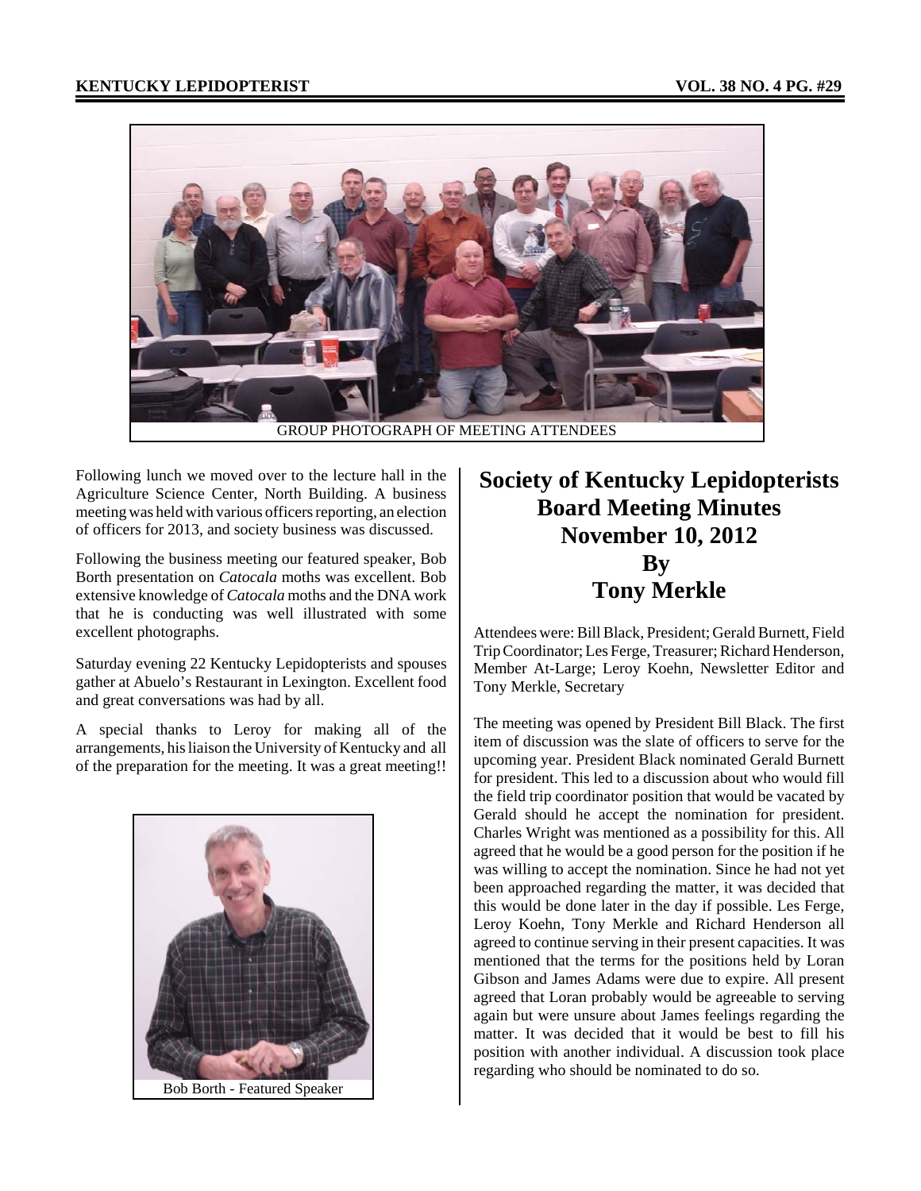GROUP PHOTOGRAPH OF MEETING ATTENDEES

Following lunch we moved over to the lecture hall in the Agriculture Science Center, North Building. A business meeting was held with various officers reporting, an election of officers for 2013, and society business was discussed.

Following the business meeting our featured speaker, Bob Borth presentation on *Catocala* moths was excellent. Bob extensive knowledge of *Catocala* moths and the DNA work that he is conducting was well illustrated with some excellent photographs.

Saturday evening 22 Kentucky Lepidopterists and spouses gather at Abuelo's Restaurant in Lexington. Excellent food and great conversations was had by all.

A special thanks to Leroy for making all of the arrangements, his liaison the University of Kentucky and all of the preparation for the meeting. It was a great meeting!!

Bob Borth - Featured Speaker

# Society of Kentucky Lepidopterists Board Meeting Minutes November 10, 2012 By Tony Merkle

Attendees were: Bill Black, President; Gerald Burnett, Field Trip Coordinator; Les Ferge, Treasurer; Richard Henderson, Member At-Large; Leroy Koehn, Newsletter Editor and Tony Merkle, Secretary

The meeting was opened by President Bill Black. The first item of discussion was the slate of officers to serve for the upcoming year. President Black nominated Gerald Burnett for president. This led to a discussion about who would fill the field trip coordinator position that would be vacated by Gerald should he accept the nomination for president. Charles Wright was mentioned as a possibility for this. All agreed that he would be a good person for the position if he was willing to accept the nomination. Since he had not yet been approached regarding the matter, it was decided that this would be done later in the day if possible. Les Ferge, Leroy Koehn, Tony Merkle and Richard Henderson all agreed to continue serving in their present capacities. It was mentioned that the terms for the positions held by Loran Gibson and James Adams were due to expire. All present agreed that Loran probably would be agreeable to serving again but were unsure about James feelings regarding the matter. It was decided that it would be best to fill his position with another individual. A discussion took place regarding who should be nominated to do so.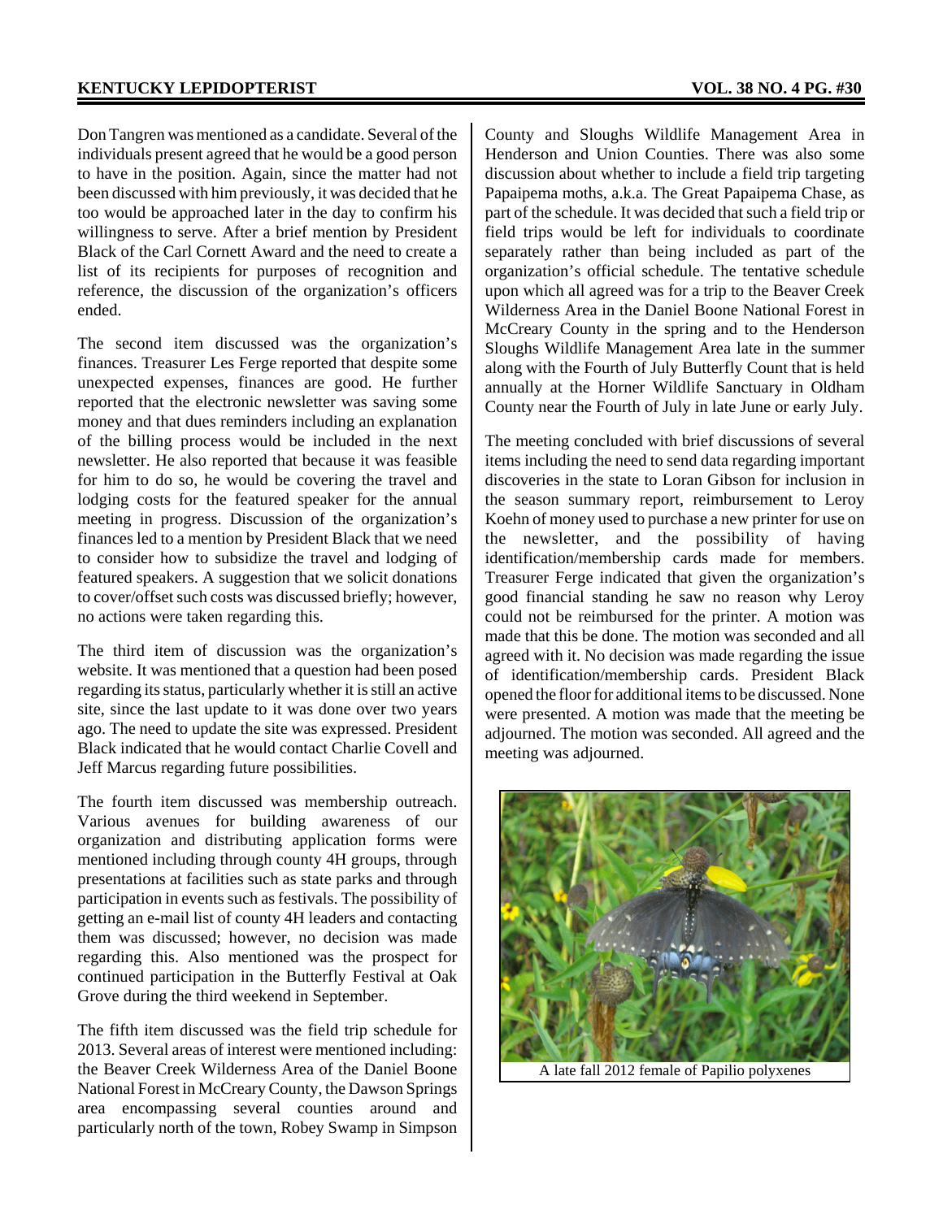Don Tangren was mentioned as a candidate. Several of the individuals present agreed that he would be a good person to have in the position. Again, since the matter had not been discussed with him previously, it was decided that he too would be approached later in the day to confirm his willingness to serve. After a brief mention by President Black of the Carl Cornett Award and the need to create a list of its recipients for purposes of recognition and reference, the discussion of the organization's officers ended.

The second item discussed was the organization's finances. Treasurer Les Ferge reported that despite some unexpected expenses, finances are good. He further reported that the electronic newsletter was saving some money and that dues reminders including an explanation of the billing process would be included in the next newsletter. He also reported that because it was feasible for him to do so, he would be covering the travel and lodging costs for the featured speaker for the annual meeting in progress. Discussion of the organization's finances led to a mention by President Black that we need to consider how to subsidize the travel and lodging of featured speakers. A suggestion that we solicit donations to cover/offset such costs was discussed briefly; however, no actions were taken regarding this.

The third item of discussion was the organization's website. It was mentioned that a question had been posed regarding its status, particularly whether it is still an active site, since the last update to it was done over two years ago. The need to update the site was expressed. President Black indicated that he would contact Charlie Covell and Jeff Marcus regarding future possibilities.

The fourth item discussed was membership outreach. Various avenues for building awareness of our organization and distributing application forms were mentioned including through county 4H groups, through presentations at facilities such as state parks and through participation in events such as festivals. The possibility of getting an e-mail list of county 4H leaders and contacting them was discussed; however, no decision was made regarding this. Also mentioned was the prospect for continued participation in the Butterfly Festival at Oak Grove during the third weekend in September.

The fifth item discussed was the field trip schedule for 2013. Several areas of interest were mentioned including: the Beaver Creek Wilderness Area of the Daniel Boone National Forest in McCreary County, the Dawson Springs area encompassing several counties around and particularly north of the town, Robey Swamp in Simpson County and Sloughs Wildlife Management Area in Henderson and Union Counties. There was also some discussion about whether to include a field trip targeting Papaipema moths, a.k.a. The Great Papaipema Chase, as part of the schedule. It was decided that such a field trip or field trips would be left for individuals to coordinate separately rather than being included as part of the organization's official schedule. The tentative schedule upon which all agreed was for a trip to the Beaver Creek Wilderness Area in the Daniel Boone National Forest in McCreary County in the spring and to the Henderson Sloughs Wildlife Management Area late in the summer along with the Fourth of July Butterfly Count that is held annually at the Horner Wildlife Sanctuary in Oldham County near the Fourth of July in late June or early July.

The meeting concluded with brief discussions of several items including the need to send data regarding important discoveries in the state to Loran Gibson for inclusion in the season summary report, reimbursement to Leroy Koehn of money used to purchase a new printer for use on the newsletter, and the possibility of having identification/membership cards made for members. Treasurer Ferge indicated that given the organization's good financial standing he saw no reason why Leroy could not be reimbursed for the printer. A motion was made that this be done. The motion was seconded and all agreed with it. No decision was made regarding the issue of identification/membership cards. President Black opened the floor for additional items to be discussed. None were presented. A motion was made that the meeting be adjourned. The motion was seconded. All agreed and the meeting was adjourned.

A late fall 2012 female of Papilio polyxenes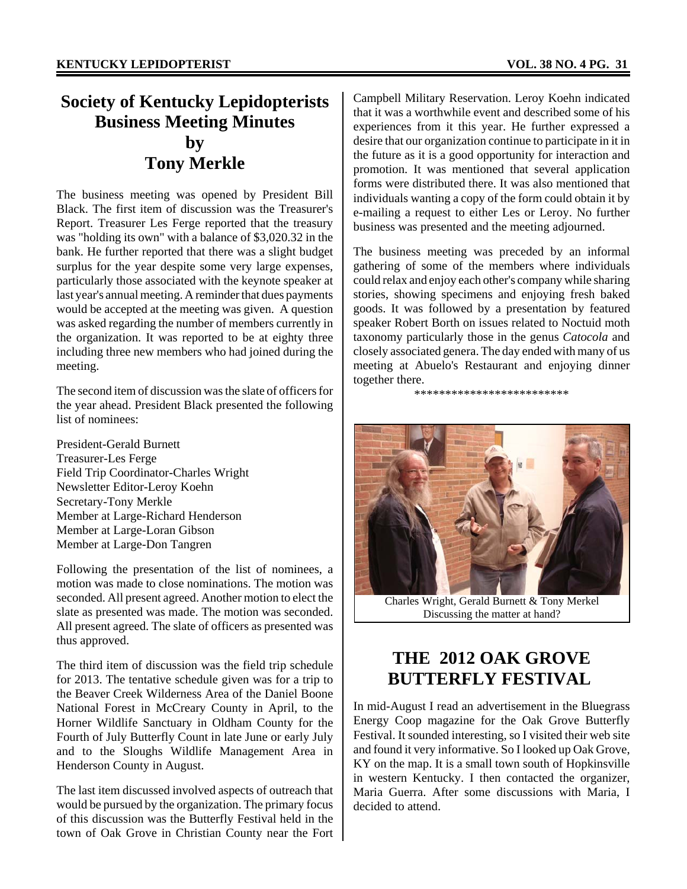# Society of Kentucky Lepidopterists Business Meeting Minutes by Tony Merkle

The business meeting was opened by President Bill Black. The first item of discussion was the Treasurer's Report. Treasurer Les Ferge reported that the treasury was "holding its own" with a balance of $3,020.32 in the bank. He further reported that there was a slight budget surplus for the year despite some very large expenses, particularly those associated with the keynote speaker at last year's annual meeting. A reminder that dues payments would be accepted at the meeting was given. A question was asked regarding the number of members currently in the organization. It was reported to be at eighty three including three new members who had joined during the meeting.

The second item of discussion was the slate of officers for the year ahead. President Black presented the following list of nominees:

President-Gerald Burnett
Treasurer-Les Ferge
Field Trip Coordinator-Charles Wright
Newsletter Editor-Leroy Koehn
Secretary-Tony Merkle
Member at Large-Richard Henderson
Member at Large-Loran Gibson
Member at Large-Don Tangren

Following the presentation of the list of nominees, a motion was made to close nominations. The motion was seconded. All present agreed. Another motion to elect the slate as presented was made. The motion was seconded. All present agreed. The slate of officers as presented was thus approved.

The third item of discussion was the field trip schedule for 2013. The tentative schedule given was for a trip to the Beaver Creek Wilderness Area of the Daniel Boone National Forest in McCreary County in April, to the Horner Wildlife Sanctuary in Oldham County for the Fourth of July Butterfly Count in late June or early July and to the Sloughs Wildlife Management Area in Henderson County in August.

The last item discussed involved aspects of outreach that would be pursued by the organization. The primary focus of this discussion was the Butterfly Festival held in the town of Oak Grove in Christian County near the Fort Campbell Military Reservation. Leroy Koehn indicated that it was a worthwhile event and described some of his experiences from it this year. He further expressed a desire that our organization continue to participate in it in the future as it is a good opportunity for interaction and promotion. It was mentioned that several application forms were distributed there. It was also mentioned that individuals wanting a copy of the form could obtain it by e-mailing a request to either Les or Leroy. No further business was presented and the meeting adjourned.

The business meeting was preceded by an informal gathering of some of the members where individuals could relax and enjoy each other's company while sharing stories, showing specimens and enjoying fresh baked goods. It was followed by a presentation by featured speaker Robert Borth on issues related to Noctuid moth taxonomy particularly those in the genus *Catocola* and closely associated genera. The day ended with many of us meeting at Abuelo's Restaurant and enjoying dinner together there.

*************************

Charles Wright, Gerald Burnett & Tony Merkel
Discussing the matter at hand?

# THE 2012 OAK GROVE BUTTERFLY FESTIVAL

In mid-August I read an advertisement in the Bluegrass Energy Coop magazine for the Oak Grove Butterfly Festival. It sounded interesting, so I visited their web site and found it very informative. So I looked up Oak Grove, KY on the map. It is a small town south of Hopkinsville in western Kentucky. I then contacted the organizer, Maria Guerra. After some discussions with Maria, I decided to attend.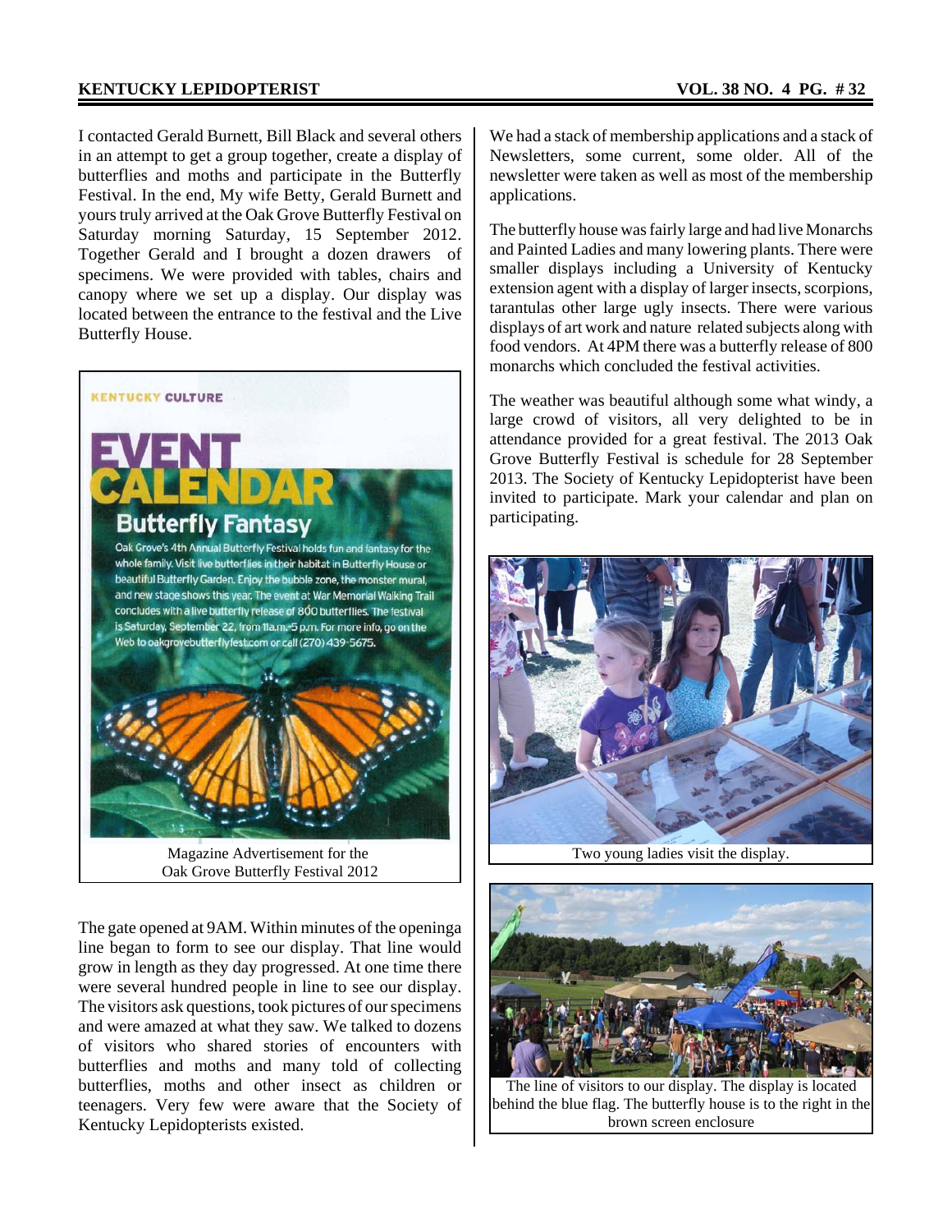I contacted Gerald Burnett, Bill Black and several others in an attempt to get a group together, create a display of butterflies and moths and participate in the Butterfly Festival. In the end, My wife Betty, Gerald Burnett and yours truly arrived at the Oak Grove Butterfly Festival on Saturday morning Saturday, 15 September 2012. Together Gerald and I brought a dozen drawers of specimens. We were provided with tables, chairs and canopy where we set up a display. Our display was located between the entrance to the festival and the Live Butterfly House.

KENTUCKY CULTURE

EVENT CALENDAR

Butterfly Fantasy

Oak Grove's 4th Annual Butterfly Festival holds fun and fantasy for the whole family. Visit live butterflies in their habitat in Butterfly House or beautiful Butterfly Garden. Enjoy the bubble zone, the monster mural, and new stage shows this year. The event at War Memorial Walking Trail concludes with a live butterfly release of 800 butterflies. The festival is Saturday, September 22, from 11a.m.-5 p.m. For more info, go on the Web to oakgrovebutterflyfest.com or call (270) 439-5675.

Magazine Advertisement for the Oak Grove Butterfly Festival 2012

The gate opened at 9AM. Within minutes of the openinga line began to form to see our display. That line would grow in length as they day progressed. At one time there were several hundred people in line to see our display. The visitors ask questions, took pictures of our specimens and were amazed at what they saw. We talked to dozens of visitors who shared stories of encounters with butterflies and moths and many told of collecting butterflies, moths and other insect as children or teenagers. Very few were aware that the Society of Kentucky Lepidopterists existed.

We had a stack of membership applications and a stack of Newsletters, some current, some older. All of the newsletter were taken as well as most of the membership applications.

The butterfly house was fairly large and had live Monarchs and Painted Ladies and many lowering plants. There were smaller displays including a University of Kentucky extension agent with a display of larger insects, scorpions, tarantulas other large ugly insects. There were various displays of art work and nature related subjects along with food vendors. At 4PM there was a butterfly release of 800 monarchs which concluded the festival activities.

The weather was beautiful although some what windy, a large crowd of visitors, all very delighted to be in attendance provided for a great festival. The 2013 Oak Grove Butterfly Festival is schedule for 28 September 2013. The Society of Kentucky Lepidopterist have been invited to participate. Mark your calendar and plan on participating.

Two young ladies visit the display.

The line of visitors to our display. The display is located behind the blue flag. The butterfly house is to the right in the brown screen enclosure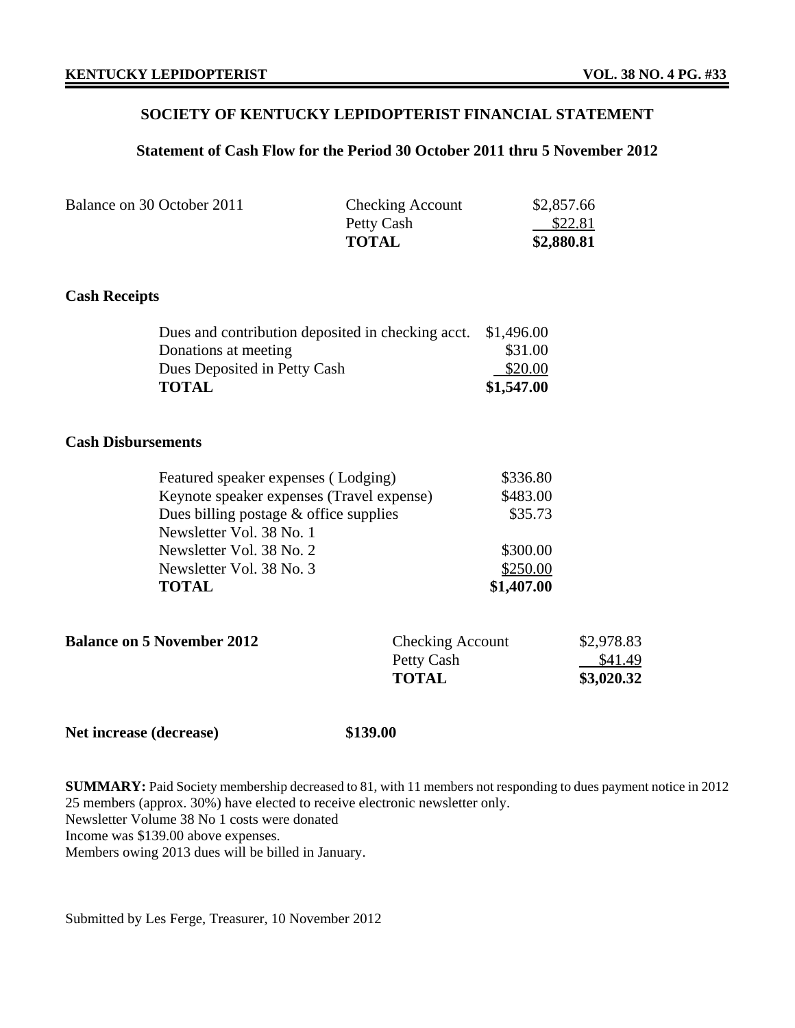## SOCIETY OF KENTUCKY LEPIDOPTERIST FINANCIAL STATEMENT

### Statement of Cash Flow for the Period 30 October 2011 thru 5 November 2012

| Balance on 30 October 2011 | | |
|---|---|---|
| | Checking Account | $2,857.66 |
| | Petty Cash | $22.81 |
| | **TOTAL** | **$2,880.81** |

**Cash Receipts**

| | |
|---|---|
| Dues and contribution deposited in checking acct. | $1,496.00 |
| Donations at meeting | $31.00 |
| Dues Deposited in Petty Cash | $20.00 |
| **TOTAL** | **$1,547.00** |

**Cash Disbursements**

| | |
|---|---|
| Featured speaker expenses ( Lodging) | $336.80 |
| Keynote speaker expenses (Travel expense) | $483.00 |
| Dues billing postage & office supplies | $35.73 |
| Newsletter Vol. 38 No. 1 | |
| Newsletter Vol. 38 No. 2 | $300.00 |
| Newsletter Vol. 38 No. 3 | $250.00 |
| **TOTAL** | **$1,407.00** |

| **Balance on 5 November 2012** | | |
|---|---|---|
| | Checking Account | $2,978.83 |
| | Petty Cash | $41.49 |
| | **TOTAL** | **$3,020.32** |

**Net increase (decrease)** **$139.00**

**SUMMARY:** Paid Society membership decreased to 81, with 11 members not responding to dues payment notice in 2012
25 members (approx. 30%) have elected to receive electronic newsletter only.
Newsletter Volume 38 No 1 costs were donated
Income was $139.00 above expenses.
Members owing 2013 dues will be billed in January.

Submitted by Les Ferge, Treasurer, 10 November 2012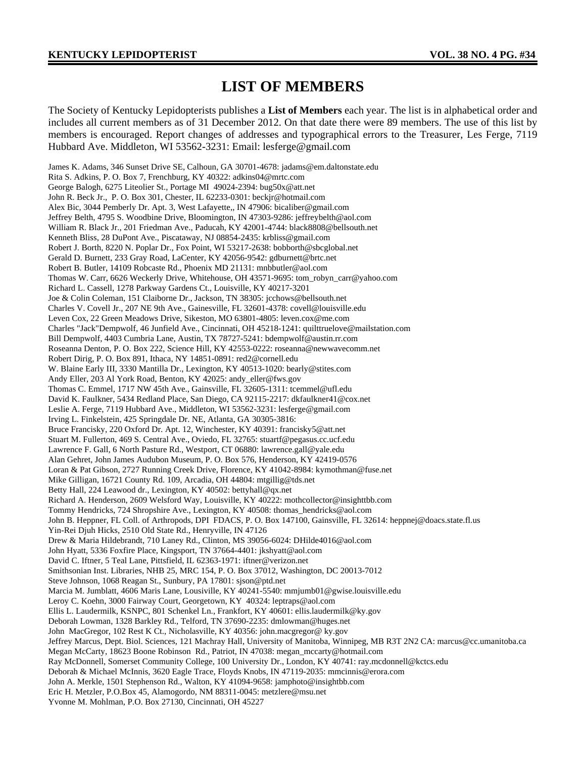# LIST OF MEMBERS

The Society of Kentucky Lepidopterists publishes a **List of Members** each year. The list is in alphabetical order and includes all current members as of 31 December 2012. On that date there were 89 members. The use of this list by members is encouraged. Report changes of addresses and typographical errors to the Treasurer, Les Ferge, 7119 Hubbard Ave. Middleton, WI 53562-3231: Email: lesferge@gmail.com

James K. Adams, 346 Sunset Drive SE, Calhoun, GA 30701-4678: jadams@em.daltonstate.edu
Rita S. Adkins, P. O. Box 7, Frenchburg, KY 40322: adkins04@mrtc.com
George Balogh, 6275 Liteolier St., Portage MI 49024-2394: bug50x@att.net
John R. Beck Jr., P. O. Box 301, Chester, IL 62233-0301: beckjr@hotmail.com
Alex Bic, 3044 Pemberly Dr. Apt. 3, West Lafayette,, IN 47906: bicaliber@gmail.com
Jeffrey Belth, 4795 S. Woodbine Drive, Bloomington, IN 47303-9286: jeffreybelth@aol.com
William R. Black Jr., 201 Friedman Ave., Paducah, KY 42001-4744: black8808@bellsouth.net
Kenneth Bliss, 28 DuPont Ave., Piscataway, NJ 08854-2435: krbliss@gmail.com
Robert J. Borth, 8220 N. Poplar Dr., Fox Point, WI 53217-2638: bobborth@sbcglobal.net
Gerald D. Burnett, 233 Gray Road, LaCenter, KY 42056-9542: gdburnett@brtc.net
Robert B. Butler, 14109 Robcaste Rd., Phoenix MD 21131: mnbbutler@aol.com
Thomas W. Carr, 6626 Weckerly Drive, Whitehouse, OH 43571-9695: tom_robyn_carr@yahoo.com
Richard L. Cassell, 1278 Parkway Gardens Ct., Louisville, KY 40217-3201
Joe & Colin Coleman, 151 Claiborne Dr., Jackson, TN 38305: jcchows@bellsouth.net
Charles V. Covell Jr., 207 NE 9th Ave., Gainesville, FL 32601-4378: covell@louisville.edu
Leven Cox, 22 Green Meadows Drive, Sikeston, MO 63801-4805: leven.cox@me.com
Charles "Jack"Dempwolf, 46 Junfield Ave., Cincinnati, OH 45218-1241: quilttruelove@mailstation.com
Bill Dempwolf, 4403 Cumbria Lane, Austin, TX 78727-5241: bdempwolf@austin.rr.com
Roseanna Denton, P. O. Box 222, Science Hill, KY 42553-0222: roseanna@newwavecomm.net
Robert Dirig, P. O. Box 891, Ithaca, NY 14851-0891: red2@cornell.edu
W. Blaine Early III, 3330 Mantilla Dr., Lexington, KY 40513-1020: bearly@stites.com
Andy Eller, 203 Al York Road, Benton, KY 42025: andy_eller@fws.gov
Thomas C. Emmel, 1717 NW 45th Ave., Gainsville, FL 32605-1311: tcemmel@ufl.edu
David K. Faulkner, 5434 Redland Place, San Diego, CA 92115-2217: dkfaulkner41@cox.net
Leslie A. Ferge, 7119 Hubbard Ave., Middleton, WI 53562-3231: lesferge@gmail.com
Irving L. Finkelstein, 425 Springdale Dr. NE, Atlanta, GA 30305-3816:
Bruce Francisky, 220 Oxford Dr. Apt. 12, Winchester, KY 40391: francisky5@att.net
Stuart M. Fullerton, 469 S. Central Ave., Oviedo, FL 32765: stuartf@pegasus.cc.ucf.edu
Lawrence F. Gall, 6 North Pasture Rd., Westport, CT 06880: lawrence.gall@yale.edu
Alan Gehret, John James Audubon Museum, P. O. Box 576, Henderson, KY 42419-0576
Loran & Pat Gibson, 2727 Running Creek Drive, Florence, KY 41042-8984: kymothman@fuse.net
Mike Gilligan, 16721 County Rd. 109, Arcadia, OH 44804: mtgillig@tds.net
Betty Hall, 224 Leawood dr., Lexington, KY 40502: bettyhall@qx.net
Richard A. Henderson, 2609 Welsford Way, Louisville, KY 40222: mothcollector@insighttbb.com
Tommy Hendricks, 724 Shropshire Ave., Lexington, KY 40508: thomas_hendricks@aol.com
John B. Heppner, FL Coll. of Arthropods, DPI FDACS, P. O. Box 147100, Gainsville, FL 32614: heppnej@doacs.state.fl.us
Yin-Rei Djuh Hicks, 2510 Old State Rd., Henryville, IN 47126
Drew & Maria Hildebrandt, 710 Laney Rd., Clinton, MS 39056-6024: DHilde4016@aol.com
John Hyatt, 5336 Foxfire Place, Kingsport, TN 37664-4401: jkshyatt@aol.com
David C. Iftner, 5 Teal Lane, Pittsfield, IL 62363-1971: iftner@verizon.net
Smithsonian Inst. Libraries, NHB 25, MRC 154, P. O. Box 37012, Washington, DC 20013-7012
Steve Johnson, 1068 Reagan St., Sunbury, PA 17801: sjson@ptd.net
Marcia M. Jumblatt, 4606 Maris Lane, Lousiville, KY 40241-5540: mmjumb01@gwise.louisville.edu
Leroy C. Koehn, 3000 Fairway Court, Georgetown, KY 40324: leptraps@aol.com
Ellis L. Laudermilk, KSNPC, 801 Schenkel Ln., Frankfort, KY 40601: ellis.laudermilk@ky.gov
Deborah Lowman, 1328 Barkley Rd., Telford, TN 37690-2235: dmlowman@huges.net
John MacGregor, 102 Rest K Ct., Nicholasville, KY 40356: john.macgregor@ ky.gov
Jeffrey Marcus, Dept. Biol. Sciences, 121 Machray Hall, University of Manitoba, Winnipeg, MB R3T 2N2 CA: marcus@cc.umanitoba.ca
Megan McCarty, 18623 Boone Robinson Rd., Patriot, IN 47038: megan_mccarty@hotmail.com
Ray McDonnell, Somerset Community College, 100 University Dr., London, KY 40741: ray.mcdonnell@kctcs.edu
Deborah & Michael McInnis, 3620 Eagle Trace, Floyds Knobs, IN 47119-2035: mmcinnis@erora.com
John A. Merkle, 1501 Stephenson Rd., Walton, KY 41094-9658: jamphoto@insightbb.com
Eric H. Metzler, P.O.Box 45, Alamogordo, NM 88311-0045: metzlere@msu.net
Yvonne M. Mohlman, P.O. Box 27130, Cincinnati, OH 45227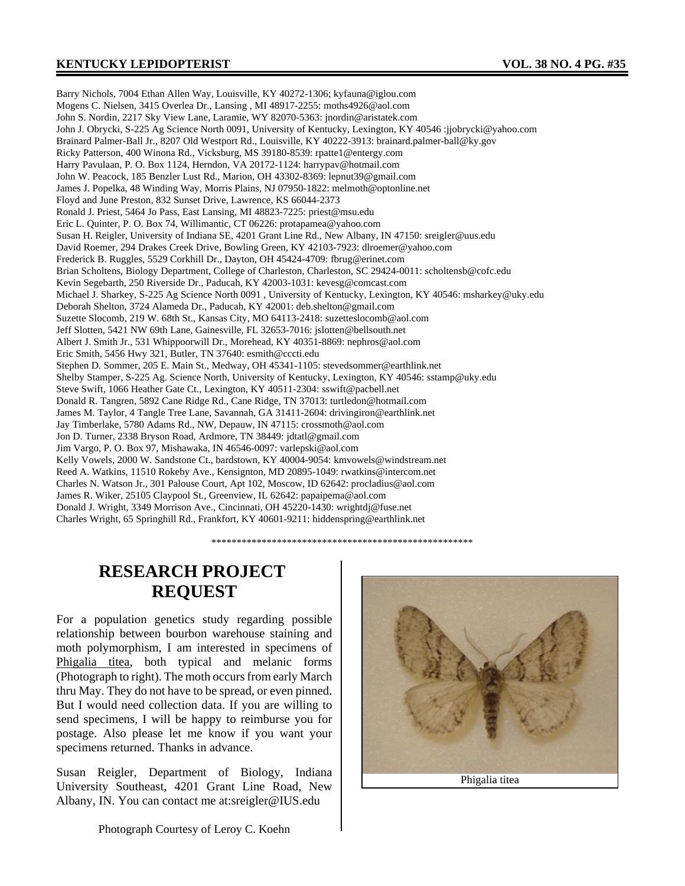Barry Nichols, 7004 Ethan Allen Way, Louisville, KY 40272-1306; kyfauna@iglou.com
Mogens C. Nielsen, 3415 Overlea Dr., Lansing , MI 48917-2255: moths4926@aol.com
John S. Nordin, 2217 Sky View Lane, Laramie, WY 82070-5363: jnordin@aristatek.com
John J. Obrycki, S-225 Ag Science North 0091, University of Kentucky, Lexington, KY 40546 :jjobrycki@yahoo.com
Brainard Palmer-Ball Jr., 8207 Old Westport Rd., Louisville, KY 40222-3913: brainard.palmer-ball@ky.gov
Ricky Patterson, 400 Winona Rd., Vicksburg, MS 39180-8539: rpatte1@entergy.com
Harry Pavulaan, P. O. Box 1124, Herndon, VA 20172-1124: harrypav@hotmail.com
John W. Peacock, 185 Benzler Lust Rd., Marion, OH 43302-8369: lepnut39@gmail.com
James J. Popelka, 48 Winding Way, Morris Plains, NJ 07950-1822: melmoth@optonline.net
Floyd and June Preston, 832 Sunset Drive, Lawrence, KS 66044-2373
Ronald J. Priest, 5464 Jo Pass, East Lansing, MI 48823-7225: priest@msu.edu
Eric L. Quinter, P. O. Box 74, Willimantic, CT 06226: protapamea@yahoo.com
Susan H. Reigler, University of Indiana SE, 4201 Grant Line Rd., New Albany, IN 47150: sreigler@uus.edu
David Roemer, 294 Drakes Creek Drive, Bowling Green, KY 42103-7923: dlroemer@yahoo.com
Frederick B. Ruggles, 5529 Corkhill Dr., Dayton, OH 45424-4709: fbrug@erinet.com
Brian Scholtens, Biology Department, College of Charleston, Charleston, SC 29424-0011: scholtensb@cofc.edu
Kevin Segebarth, 250 Riverside Dr., Paducah, KY 42003-1031: kevesg@comcast.com
Michael J. Sharkey, S-225 Ag Science North 0091 , University of Kentucky, Lexington, KY 40546: msharkey@uky.edu
Deborah Shelton, 3724 Alameda Dr., Paducah, KY 42001: deb.shelton@gmail.com
Suzette Slocomb, 219 W. 68th St., Kansas City, MO 64113-2418: suzetteslocomb@aol.com
Jeff Slotten, 5421 NW 69th Lane, Gainesville, FL 32653-7016: jslotten@bellsouth.net
Albert J. Smith Jr., 531 Whippoorwill Dr., Morehead, KY 40351-8869: nephros@aol.com
Eric Smith, 5456 Hwy 321, Butler, TN 37640: esmith@cccti.edu
Stephen D. Sommer, 205 E. Main St., Medway, OH 45341-1105: stevedsommer@earthlink.net
Shelby Stamper, S-225 Ag. Science North, University of Kentucky, Lexington, KY 40546: sstamp@uky.edu
Steve Swift, 1066 Heather Gate Ct., Lexington, KY 40511-2304: sswift@pacbell.net
Donald R. Tangren, 5892 Cane Ridge Rd., Cane Ridge, TN 37013: turtledon@hotmail.com
James M. Taylor, 4 Tangle Tree Lane, Savannah, GA 31411-2604: drivingiron@earthlink.net
Jay Timberlake, 5780 Adams Rd., NW, Depauw, IN 47115: crossmoth@aol.com
Jon D. Turner, 2338 Bryson Road, Ardmore, TN 38449: jdtatl@gmail.com
Jim Vargo, P. O. Box 97, Mishawaka, IN 46546-0097: varlepski@aol.com
Kelly Vowels, 2000 W. Sandstone Ct., bardstown, KY 40004-9054: kmvowels@windstream.net
Reed A. Watkins, 11510 Rokeby Ave., Kensignton, MD 20895-1049: rwatkins@intercom.net
Charles N. Watson Jr., 301 Palouse Court, Apt 102, Moscow, ID 62642: procladius@aol.com
James R. Wiker, 25105 Claypool St., Greenview, IL 62642: papaipema@aol.com
Donald J. Wright, 3349 Morrison Ave., Cincinnati, OH 45220-1430: wrightdj@fuse.net
Charles Wright, 65 Springhill Rd., Frankfort, KY 40601-9211: hiddenspring@earthlink.net

*****************************************************

## RESEARCH PROJECT REQUEST

For a population genetics study regarding possible relationship between bourbon warehouse staining and moth polymorphism, I am interested in specimens of Phigalia titea, both typical and melanic forms (Photograph to right). The moth occurs from early March thru May. They do not have to be spread, or even pinned. But I would need collection data. If you are willing to send specimens, I will be happy to reimburse you for postage. Also please let me know if you want your specimens returned. Thanks in advance.

Susan Reigler, Department of Biology, Indiana University Southeast, 4201 Grant Line Road, New Albany, IN. You can contact me at:sreigler@IUS.edu

Photograph Courtesy of Leroy C. Koehn

Phigalia titea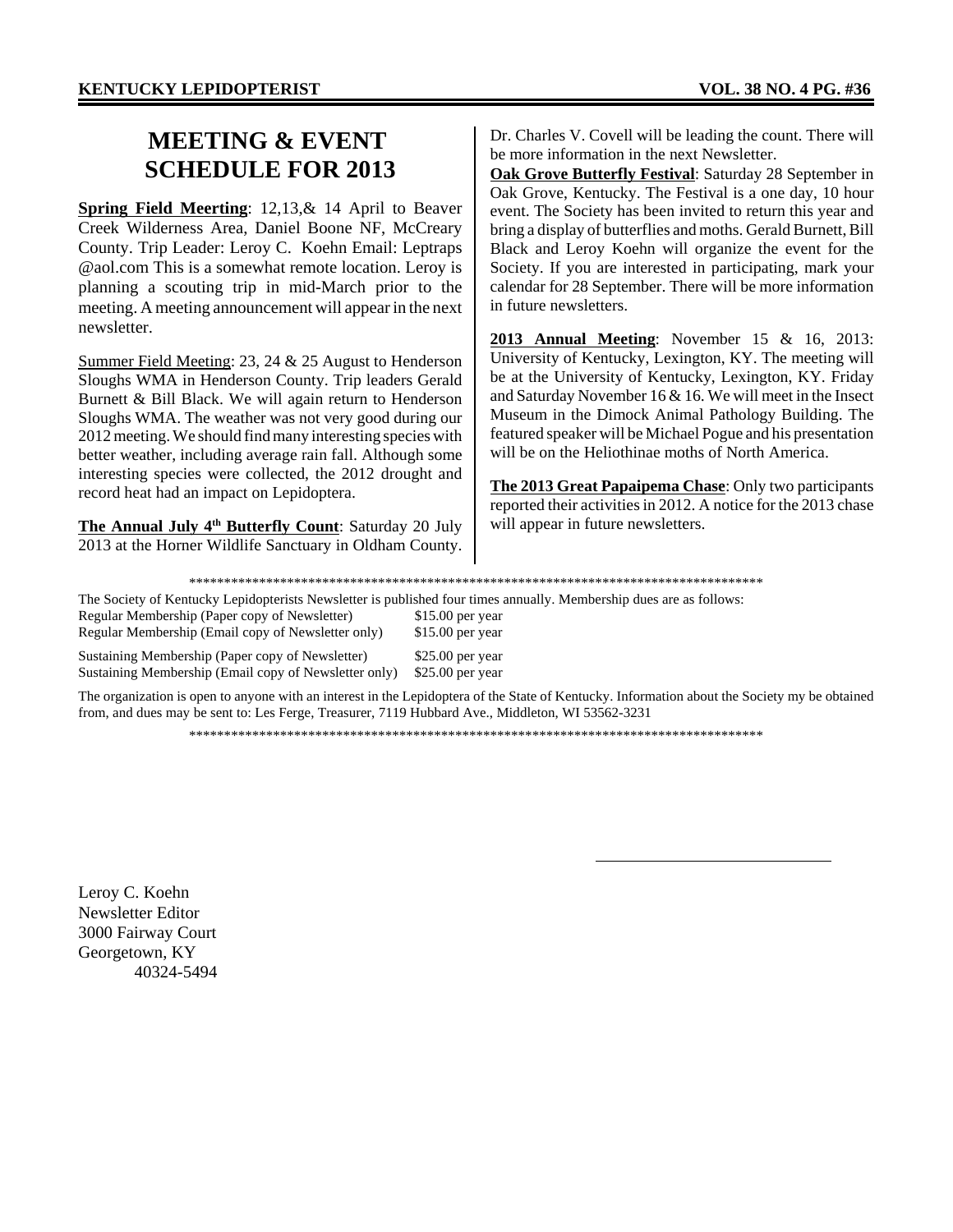# MEETING & EVENT SCHEDULE FOR 2013

**Spring Field Meerting**: 12,13,& 14 April to Beaver Creek Wilderness Area, Daniel Boone NF, McCreary County. Trip Leader: Leroy C. Koehn Email: Leptraps @aol.com This is a somewhat remote location. Leroy is planning a scouting trip in mid-March prior to the meeting. A meeting announcement will appear in the next newsletter.

Summer Field Meeting: 23, 24 & 25 August to Henderson Sloughs WMA in Henderson County. Trip leaders Gerald Burnett & Bill Black. We will again return to Henderson Sloughs WMA. The weather was not very good during our 2012 meeting. We should find many interesting species with better weather, including average rain fall. Although some interesting species were collected, the 2012 drought and record heat had an impact on Lepidoptera.

**The Annual July 4th Butterfly Count**: Saturday 20 July 2013 at the Horner Wildlife Sanctuary in Oldham County. Dr. Charles V. Covell will be leading the count. There will be more information in the next Newsletter.

**Oak Grove Butterfly Festival**: Saturday 28 September in Oak Grove, Kentucky. The Festival is a one day, 10 hour event. The Society has been invited to return this year and bring a display of butterflies and moths. Gerald Burnett, Bill Black and Leroy Koehn will organize the event for the Society. If you are interested in participating, mark your calendar for 28 September. There will be more information in future newsletters.

**2013 Annual Meeting**: November 15 & 16, 2013: University of Kentucky, Lexington, KY. The meeting will be at the University of Kentucky, Lexington, KY. Friday and Saturday November 16 & 16. We will meet in the Insect Museum in the Dimock Animal Pathology Building. The featured speaker will be Michael Pogue and his presentation will be on the Heliothinae moths of North America.

**The 2013 Great Papaipema Chase**: Only two participants reported their activities in 2012. A notice for the 2013 chase will appear in future newsletters.

*************************************************************************************

The Society of Kentucky Lepidopterists Newsletter is published four times annually. Membership dues are as follows:

| | |
|---|---|
| Regular Membership (Paper copy of Newsletter) | $15.00 per year |
| Regular Membership (Email copy of Newsletter only) | $15.00 per year |
| Sustaining Membership (Paper copy of Newsletter) | $25.00 per year |
| Sustaining Membership (Email copy of Newsletter only) | $25.00 per year |

The organization is open to anyone with an interest in the Lepidoptera of the State of Kentucky. Information about the Society my be obtained from, and dues may be sent to: Les Ferge, Treasurer, 7119 Hubbard Ave., Middleton, WI 53562-3231

*************************************************************************************

Leroy C. Koehn
Newsletter Editor
3000 Fairway Court
Georgetown, KY
40324-5494